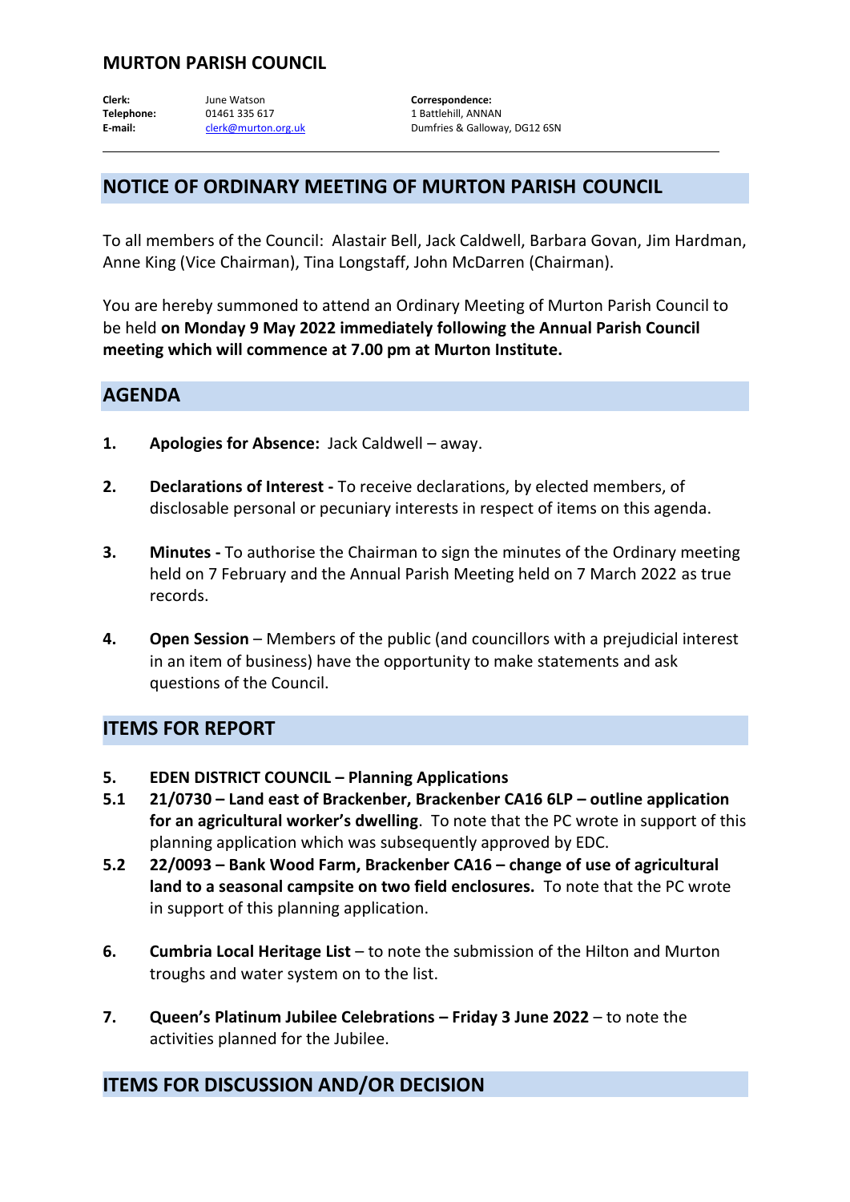# MURTON PARISH COUNCIL

**Clerk:** June Watson
**Telephone:** 01461 335 617
**E-mail:** clerk@murton.org.uk

**Correspondence:**
1 Battlehill, ANNAN
Dumfries & Galloway, DG12 6SN

---

## NOTICE OF ORDINARY MEETING OF MURTON PARISH COUNCIL

To all members of the Council: Alastair Bell, Jack Caldwell, Barbara Govan, Jim Hardman, Anne King (Vice Chairman), Tina Longstaff, John McDarren (Chairman).

You are hereby summoned to attend an Ordinary Meeting of Murton Parish Council to be held **on Monday 9 May 2022 immediately following the Annual Parish Council meeting which will commence at 7.00 pm at Murton Institute.**

## AGENDA

1. **Apologies for Absence:** Jack Caldwell – away.

2. **Declarations of Interest -** To receive declarations, by elected members, of disclosable personal or pecuniary interests in respect of items on this agenda.

3. **Minutes -** To authorise the Chairman to sign the minutes of the Ordinary meeting held on 7 February and the Annual Parish Meeting held on 7 March 2022 as true records.

4. **Open Session** – Members of the public (and councillors with a prejudicial interest in an item of business) have the opportunity to make statements and ask questions of the Council.

## ITEMS FOR REPORT

5. **EDEN DISTRICT COUNCIL – Planning Applications**

5.1 **21/0730 – Land east of Brackenber, Brackenber CA16 6LP – outline application for an agricultural worker's dwelling**. To note that the PC wrote in support of this planning application which was subsequently approved by EDC.

5.2 **22/0093 – Bank Wood Farm, Brackenber CA16 – change of use of agricultural land to a seasonal campsite on two field enclosures.** To note that the PC wrote in support of this planning application.

6. **Cumbria Local Heritage List** – to note the submission of the Hilton and Murton troughs and water system on to the list.

7. **Queen's Platinum Jubilee Celebrations – Friday 3 June 2022** – to note the activities planned for the Jubilee.

## ITEMS FOR DISCUSSION AND/OR DECISION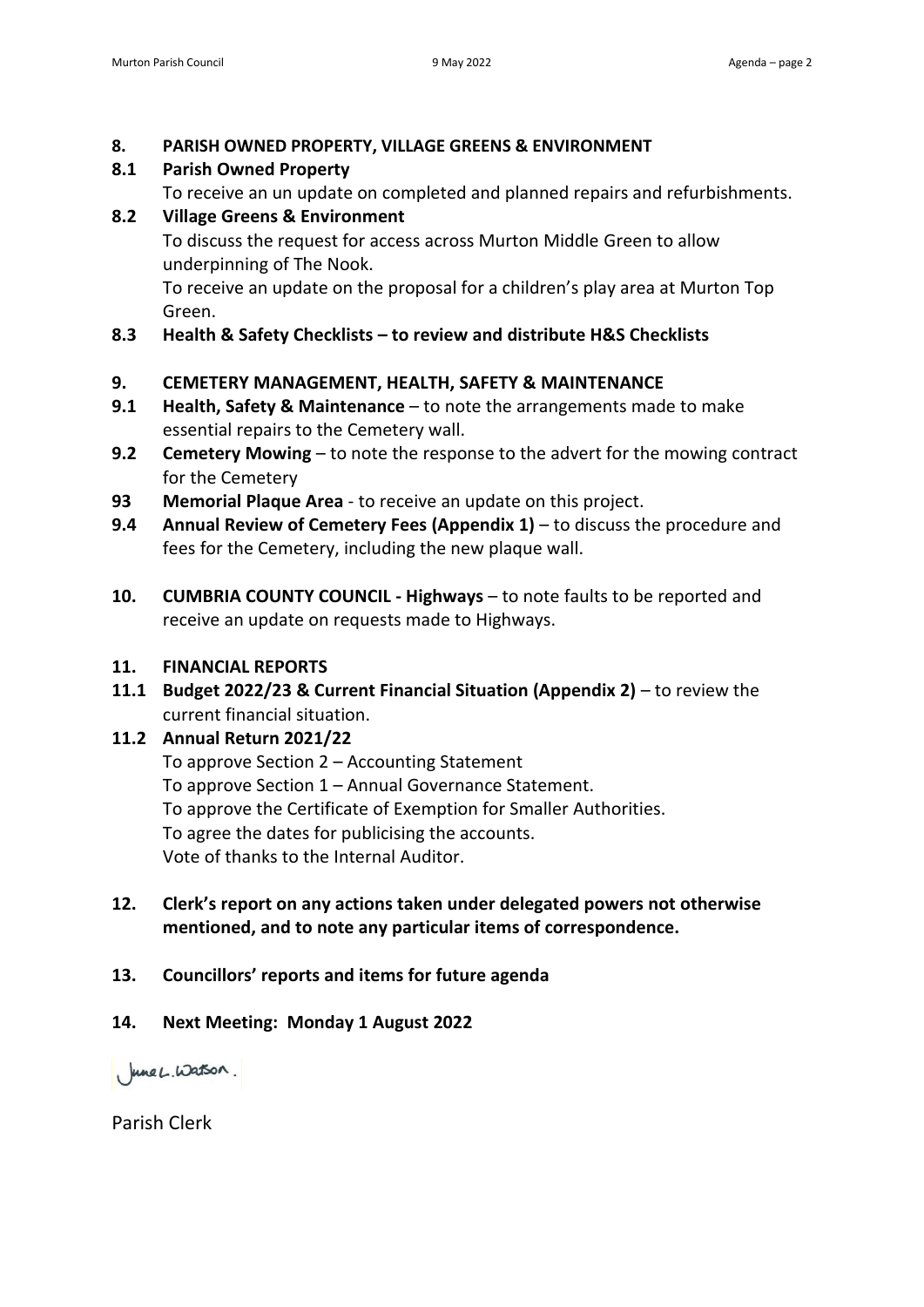**8. PARISH OWNED PROPERTY, VILLAGE GREENS & ENVIRONMENT**

**8.1 Parish Owned Property**

To receive an un update on completed and planned repairs and refurbishments.

**8.2 Village Greens & Environment**

To discuss the request for access across Murton Middle Green to allow underpinning of The Nook.

To receive an update on the proposal for a children's play area at Murton Top Green.

**8.3 Health & Safety Checklists – to review and distribute H&S Checklists**

**9. CEMETERY MANAGEMENT, HEALTH, SAFETY & MAINTENANCE**

**9.1 Health, Safety & Maintenance** – to note the arrangements made to make essential repairs to the Cemetery wall.

**9.2 Cemetery Mowing** – to note the response to the advert for the mowing contract for the Cemetery

**93 Memorial Plaque Area** - to receive an update on this project.

**9.4 Annual Review of Cemetery Fees (Appendix 1)** – to discuss the procedure and fees for the Cemetery, including the new plaque wall.

**10. CUMBRIA COUNTY COUNCIL - Highways** – to note faults to be reported and receive an update on requests made to Highways.

**11. FINANCIAL REPORTS**

**11.1 Budget 2022/23 & Current Financial Situation (Appendix 2)** – to review the current financial situation.

**11.2 Annual Return 2021/22**

To approve Section 2 – Accounting Statement

To approve Section 1 – Annual Governance Statement.

To approve the Certificate of Exemption for Smaller Authorities.

To agree the dates for publicising the accounts.

Vote of thanks to the Internal Auditor.

**12. Clerk's report on any actions taken under delegated powers not otherwise mentioned, and to note any particular items of correspondence.**

**13. Councillors' reports and items for future agenda**

**14. Next Meeting: Monday 1 August 2022**

June L. Watson.

Parish Clerk